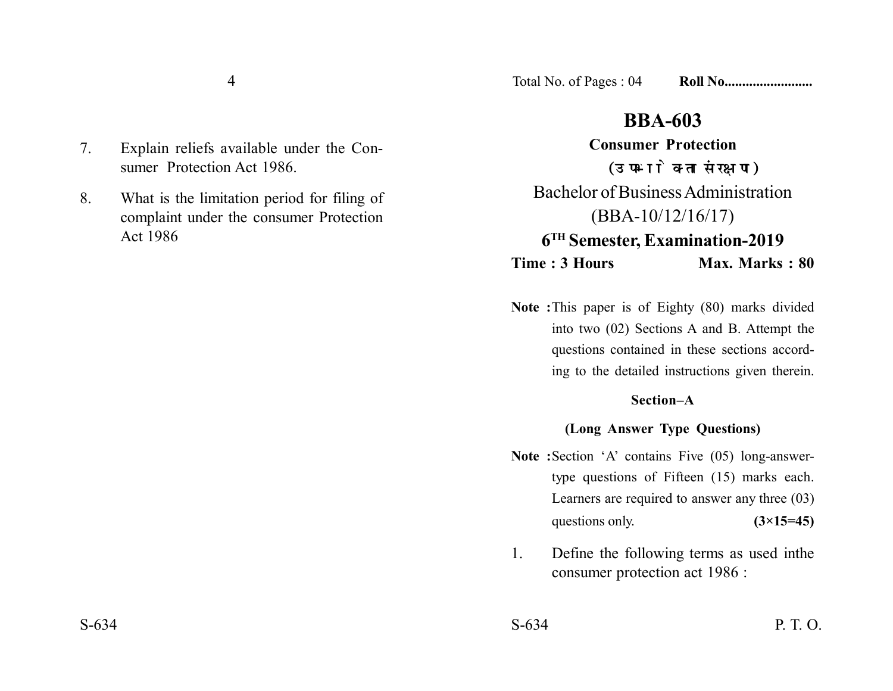7. Explain reliefs available under the Consumer Protection Act 1986.

8. What is the limitation period for filing of complaint under the consumer Protection Act 1986

Total No. of Pages : 04 **Roll No........................**

# BBA-603

## Consumer Protection

## (उपभोक्ता संरक्षण)

Bachelor of Business Administration

(BBA-10/12/16/17)

### 6[TH] Semester, Examination-2019

**Time : 3 Hours** **Max. Marks : 80**

**Note :** This paper is of Eighty (80) marks divided into two (02) Sections A and B. Attempt the questions contained in these sections according to the detailed instructions given therein.

### Section–A

### (Long Answer Type Questions)

**Note :** Section 'A' contains Five (05) long-answer-type questions of Fifteen (15) marks each. Learners are required to answer any three (03) questions only. **(3×15=45)**

1. Define the following terms as used inthe consumer protection act 1986 :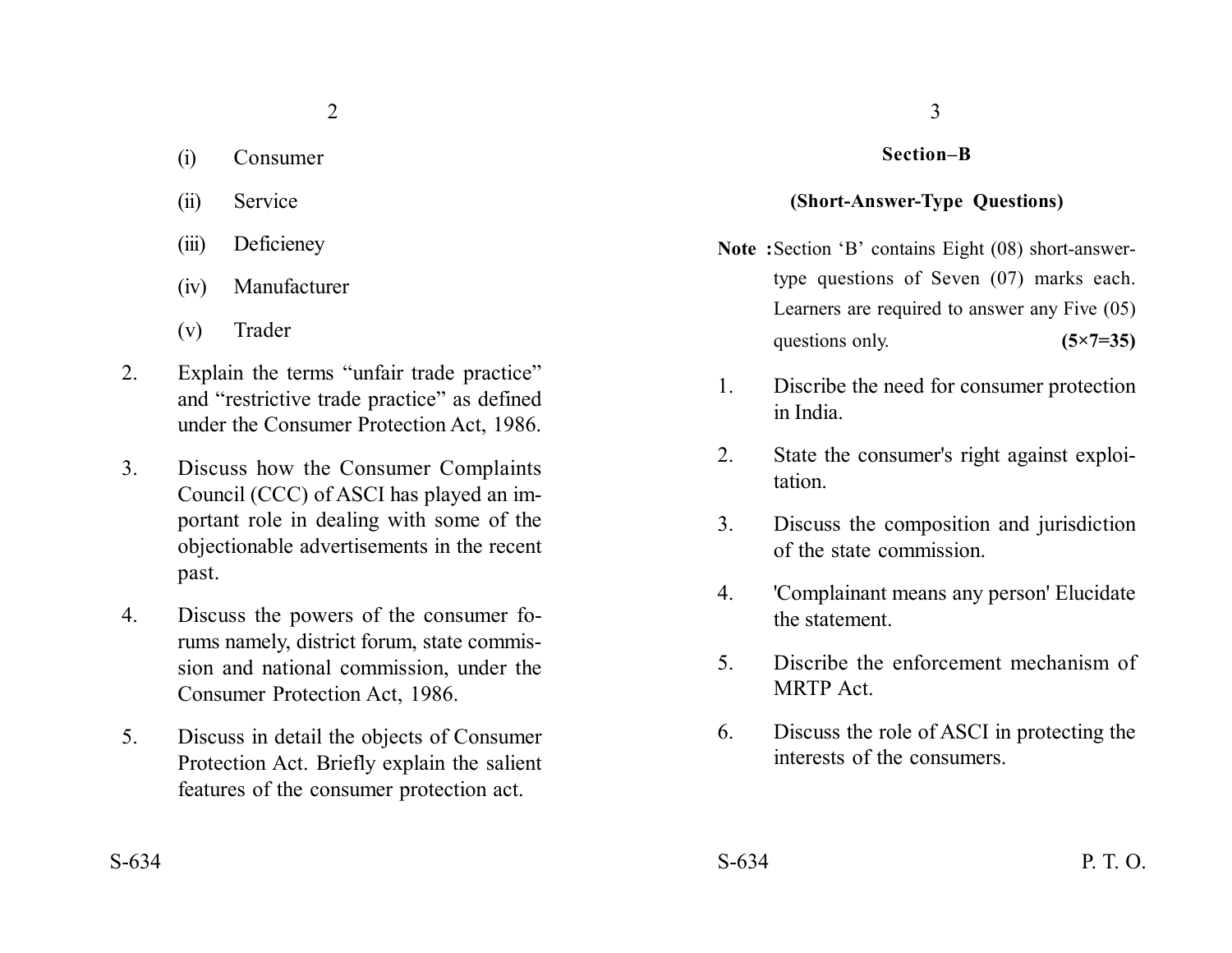(i) Consumer

(ii) Service

(iii) Deficieney

(iv) Manufacturer

(v) Trader

2. Explain the terms "unfair trade practice" and "restrictive trade practice" as defined under the Consumer Protection Act, 1986.

3. Discuss how the Consumer Complaints Council (CCC) of ASCI has played an important role in dealing with some of the objectionable advertisements in the recent past.

4. Discuss the powers of the consumer forums namely, district forum, state commission and national commission, under the Consumer Protection Act, 1986.

5. Discuss in detail the objects of Consumer Protection Act. Briefly explain the salient features of the consumer protection act.

## Section–B

### (Short-Answer-Type Questions)

**Note :** Section 'B' contains Eight (08) short-answer-type questions of Seven (07) marks each. Learners are required to answer any Five (05) questions only. **(5×7=35)**

1. Discribe the need for consumer protection in India.

2. State the consumer's right against exploitation.

3. Discuss the composition and jurisdiction of the state commission.

4. 'Complainant means any person' Elucidate the statement.

5. Discribe the enforcement mechanism of MRTP Act.

6. Discuss the role of ASCI in protecting the interests of the consumers.